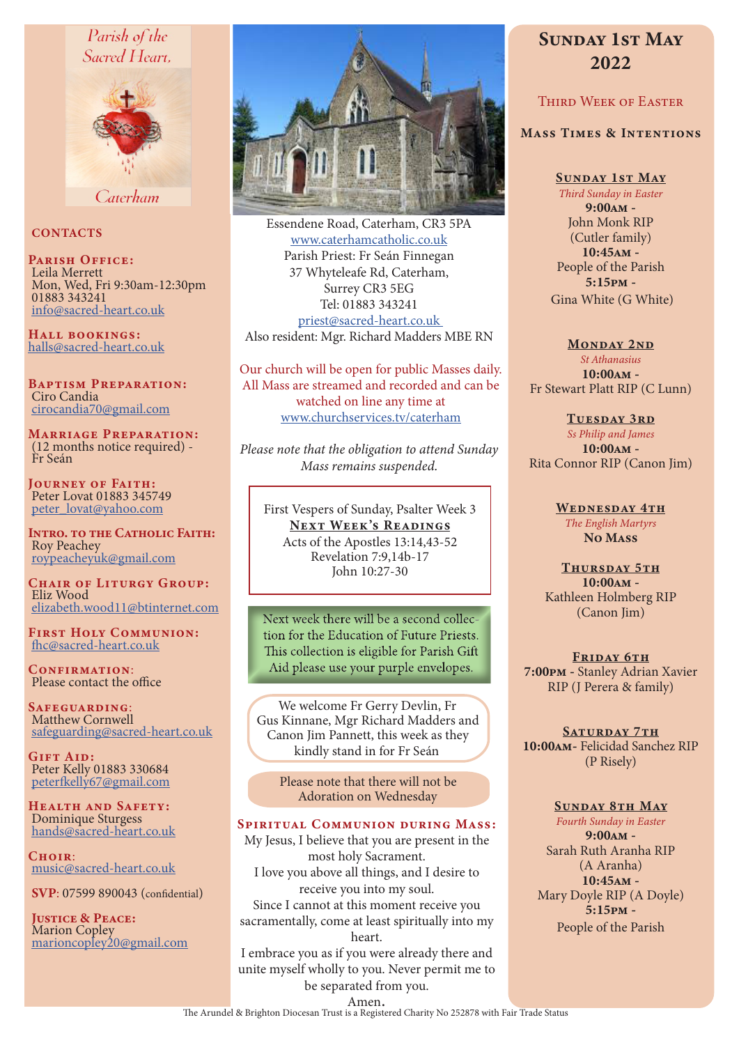Parish of the Sacred Heart, Caterham

## CONTACTS

**Parish Office:**
Leila Merrett
Mon, Wed, Fri 9:30am-12:30pm
01883 343241
info@sacred-heart.co.uk

**Hall bookings:**
halls@sacred-heart.co.uk

**Baptism Preparation:**
Ciro Candia
cirocandia70@gmail.com

**Marriage Preparation:**
(12 months notice required) - Fr Seán

**Journey of Faith:**
Peter Lovat 01883 345749
peter_lovat@yahoo.com

**Intro. to the Catholic Faith:**
Roy Peachey
roypeacheyuk@gmail.com

**Chair of Liturgy Group:**
Eliz Wood
elizabeth.wood11@btinternet.com

**First Holy Communion:**
fhc@sacred-heart.co.uk

**Confirmation:**
Please contact the office

**Safeguarding:**
Matthew Cornwell
safeguarding@sacred-heart.co.uk

**Gift Aid:**
Peter Kelly 01883 330684
peterfkelly67@gmail.com

**Health and Safety:**
Dominique Sturgess
hands@sacred-heart.co.uk

**Choir:**
music@sacred-heart.co.uk

**SVP:** 07599 890043 (confidential)

**Justice & Peace:**
Marion Copley
marioncopley20@gmail.com

Essendene Road, Caterham, CR3 5PA
www.caterhamcatholic.co.uk
Parish Priest: Fr Seán Finnegan
37 Whyteleafe Rd, Caterham,
Surrey CR3 5EG
Tel: 01883 343241
priest@sacred-heart.co.uk
Also resident: Mgr. Richard Madders MBE RN

Our church will be open for public Masses daily. All Mass are streamed and recorded and can be watched on line any time at www.churchservices.tv/caterham

*Please note that the obligation to attend Sunday Mass remains suspended.*

First Vespers of Sunday, Psalter Week 3

**Next Week's Readings**
Acts of the Apostles 13:14,43-52
Revelation 7:9,14b-17
John 10:27-30

Next week there will be a second collection for the Education of Future Priests. This collection is eligible for Parish Gift Aid please use your purple envelopes.

We welcome Fr Gerry Devlin, Fr Gus Kinnane, Mgr Richard Madders and Canon Jim Pannett, this week as they kindly stand in for Fr Seán

Please note that there will not be Adoration on Wednesday

### Spiritual Communion during Mass:

My Jesus, I believe that you are present in the most holy Sacrament.
I love you above all things, and I desire to receive you into my soul.
Since I cannot at this moment receive you sacramentally, come at least spiritually into my heart.
I embrace you as if you were already there and unite myself wholly to you. Never permit me to be separated from you.
Amen.

# Sunday 1st May 2022

## Third Week of Easter

### Mass Times & Intentions

**Sunday 1st May**
*Third Sunday in Easter*
**9:00am** - John Monk RIP (Cutler family)
**10:45am** - People of the Parish
**5:15pm** - Gina White (G White)

**Monday 2nd**
*St Athanasius*
**10:00am** - Fr Stewart Platt RIP (C Lunn)

**Tuesday 3rd**
*Ss Philip and James*
**10:00am** - Rita Connor RIP (Canon Jim)

**Wednesday 4th**
*The English Martyrs*
**No Mass**

**Thursday 5th**
**10:00am** - Kathleen Holmberg RIP (Canon Jim)

**Friday 6th**
**7:00pm** - Stanley Adrian Xavier RIP (J Perera & family)

**Saturday 7th**
**10:00am** - Felicidad Sanchez RIP (P Risely)

**Sunday 8th May**
*Fourth Sunday in Easter*
**9:00am** - Sarah Ruth Aranha RIP (A Aranha)
**10:45am** - Mary Doyle RIP (A Doyle)
**5:15pm** - People of the Parish

The Arundel & Brighton Diocesan Trust is a Registered Charity No 252878 with Fair Trade Status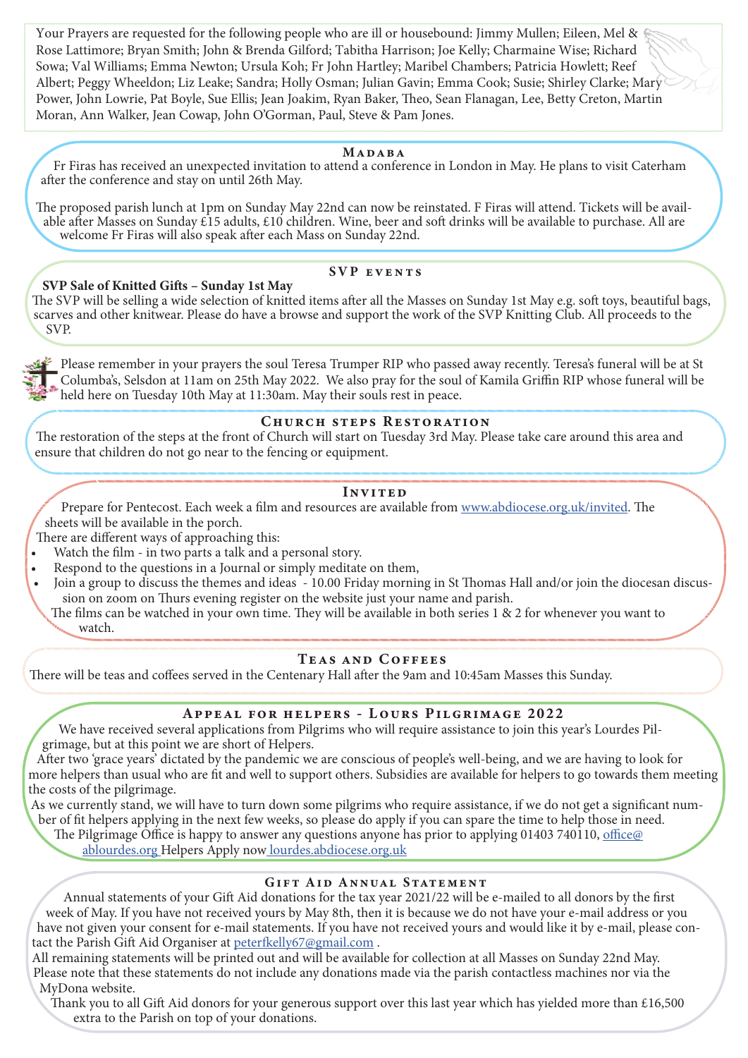Your Prayers are requested for the following people who are ill or housebound: Jimmy Mullen; Eileen, Mel & Rose Lattimore; Bryan Smith; John & Brenda Gilford; Tabitha Harrison; Joe Kelly; Charmaine Wise; Richard Sowa; Val Williams; Emma Newton; Ursula Koh; Fr John Hartley; Maribel Chambers; Patricia Howlett; Reef Albert; Peggy Wheeldon; Liz Leake; Sandra; Holly Osman; Julian Gavin; Emma Cook; Susie; Shirley Clarke; Mary Power, John Lowrie, Pat Boyle, Sue Ellis; Jean Joakim, Ryan Baker, Theo, Sean Flanagan, Lee, Betty Creton, Martin Moran, Ann Walker, Jean Cowap, John O'Gorman, Paul, Steve & Pam Jones.

## Madaba

Fr Firas has received an unexpected invitation to attend a conference in London in May. He plans to visit Caterham after the conference and stay on until 26th May.

The proposed parish lunch at 1pm on Sunday May 22nd can now be reinstated. F Firas will attend. Tickets will be available after Masses on Sunday £15 adults, £10 children. Wine, beer and soft drinks will be available to purchase. All are welcome Fr Firas will also speak after each Mass on Sunday 22nd.

## SVP events

**SVP Sale of Knitted Gifts – Sunday 1st May**

The SVP will be selling a wide selection of knitted items after all the Masses on Sunday 1st May e.g. soft toys, beautiful bags, scarves and other knitwear. Please do have a browse and support the work of the SVP Knitting Club. All proceeds to the SVP.

Please remember in your prayers the soul Teresa Trumper RIP who passed away recently. Teresa's funeral will be at St Columba's, Selsdon at 11am on 25th May 2022. We also pray for the soul of Kamila Griffin RIP whose funeral will be held here on Tuesday 10th May at 11:30am. May their souls rest in peace.

## Church steps Restoration

The restoration of the steps at the front of Church will start on Tuesday 3rd May. Please take care around this area and ensure that children do not go near to the fencing or equipment.

## Invited

Prepare for Pentecost. Each week a film and resources are available from www.abdiocese.org.uk/invited. The sheets will be available in the porch.

There are different ways of approaching this:

- Watch the film - in two parts a talk and a personal story.
- Respond to the questions in a Journal or simply meditate on them,
- Join a group to discuss the themes and ideas - 10.00 Friday morning in St Thomas Hall and/or join the diocesan discussion on zoom on Thurs evening register on the website just your name and parish.

The films can be watched in your own time. They will be available in both series 1 & 2 for whenever you want to watch.

## Teas and Coffees

There will be teas and coffees served in the Centenary Hall after the 9am and 10:45am Masses this Sunday.

## Appeal for helpers - Lours Pilgrimage 2022

We have received several applications from Pilgrims who will require assistance to join this year's Lourdes Pilgrimage, but at this point we are short of Helpers.

After two 'grace years' dictated by the pandemic we are conscious of people's well-being, and we are having to look for more helpers than usual who are fit and well to support others. Subsidies are available for helpers to go towards them meeting the costs of the pilgrimage.

As we currently stand, we will have to turn down some pilgrims who require assistance, if we do not get a significant number of fit helpers applying in the next few weeks, so please do apply if you can spare the time to help those in need.

The Pilgrimage Office is happy to answer any questions anyone has prior to applying 01403 740110, office@abloudres.org Helpers Apply now lourdes.abdiocese.org.uk

## Gift Aid Annual Statement

Annual statements of your Gift Aid donations for the tax year 2021/22 will be e-mailed to all donors by the first week of May. If you have not received yours by May 8th, then it is because we do not have your e-mail address or you have not given your consent for e-mail statements. If you have not received yours and would like it by e-mail, please contact the Parish Gift Aid Organiser at peterfkelly67@gmail.com .

All remaining statements will be printed out and will be available for collection at all Masses on Sunday 22nd May. Please note that these statements do not include any donations made via the parish contactless machines nor via the MyDona website.

Thank you to all Gift Aid donors for your generous support over this last year which has yielded more than £16,500 extra to the Parish on top of your donations.